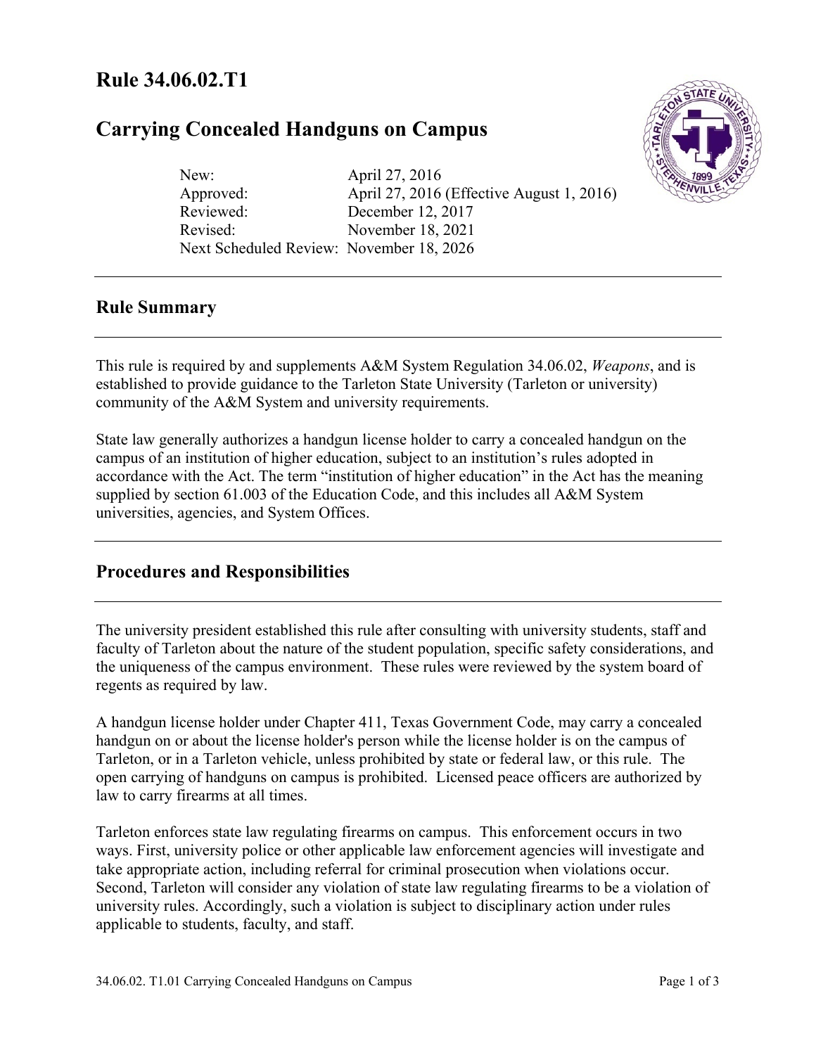# Rule 34.06.02.T1

# Carrying Concealed Handguns on Campus

| | |
|---|---|
| New: | April 27, 2016 |
| Approved: | April 27, 2016 (Effective August 1, 2016) |
| Reviewed: | December 12, 2017 |
| Revised: | November 18, 2021 |
| Next Scheduled Review: | November 18, 2026 |

## Rule Summary

This rule is required by and supplements A&M System Regulation 34.06.02, *Weapons*, and is established to provide guidance to the Tarleton State University (Tarleton or university) community of the A&M System and university requirements.

State law generally authorizes a handgun license holder to carry a concealed handgun on the campus of an institution of higher education, subject to an institution's rules adopted in accordance with the Act. The term "institution of higher education" in the Act has the meaning supplied by section 61.003 of the Education Code, and this includes all A&M System universities, agencies, and System Offices.

## Procedures and Responsibilities

The university president established this rule after consulting with university students, staff and faculty of Tarleton about the nature of the student population, specific safety considerations, and the uniqueness of the campus environment. These rules were reviewed by the system board of regents as required by law.

A handgun license holder under Chapter 411, Texas Government Code, may carry a concealed handgun on or about the license holder's person while the license holder is on the campus of Tarleton, or in a Tarleton vehicle, unless prohibited by state or federal law, or this rule. The open carrying of handguns on campus is prohibited. Licensed peace officers are authorized by law to carry firearms at all times.

Tarleton enforces state law regulating firearms on campus. This enforcement occurs in two ways. First, university police or other applicable law enforcement agencies will investigate and take appropriate action, including referral for criminal prosecution when violations occur. Second, Tarleton will consider any violation of state law regulating firearms to be a violation of university rules. Accordingly, such a violation is subject to disciplinary action under rules applicable to students, faculty, and staff.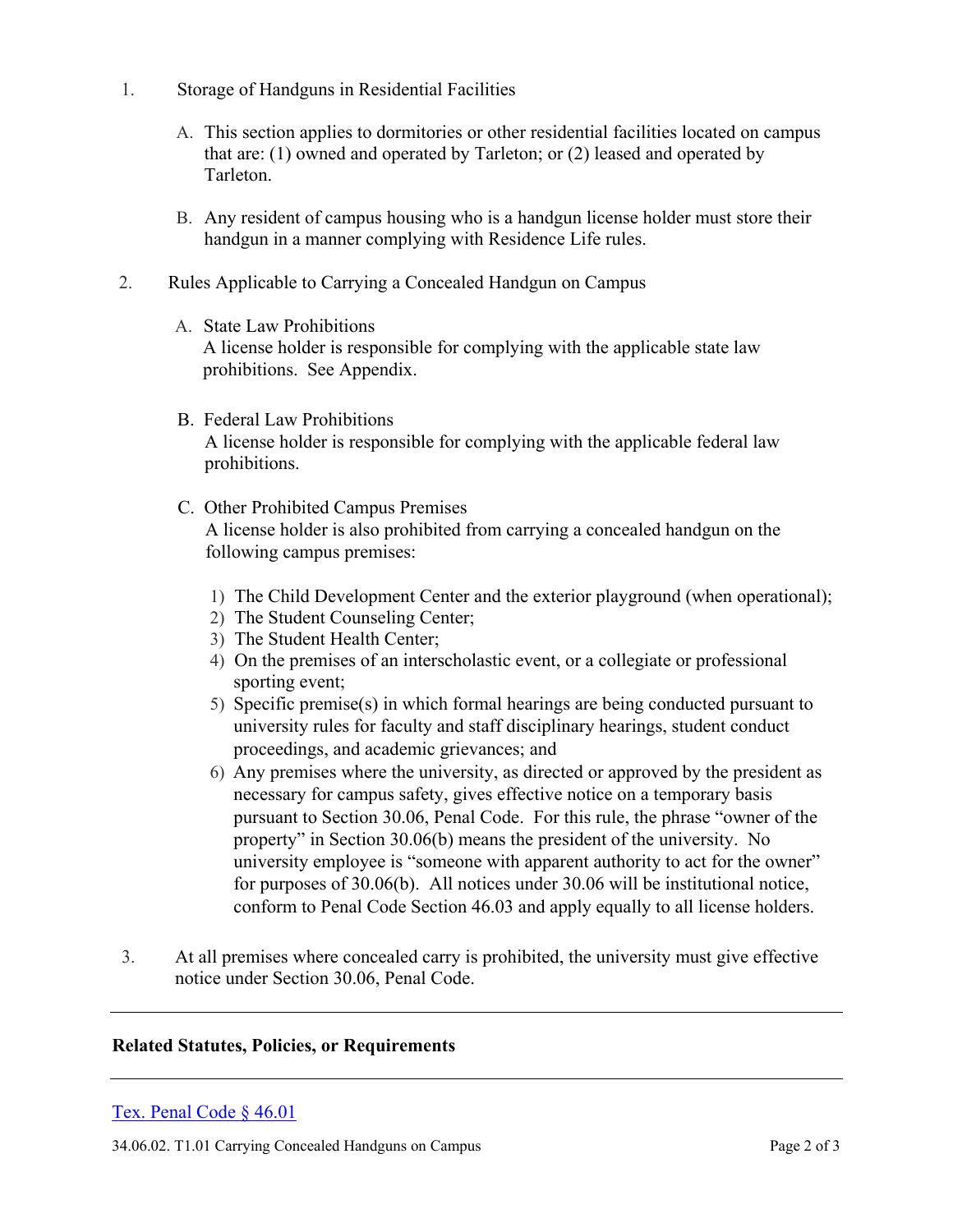1. Storage of Handguns in Residential Facilities

   A. This section applies to dormitories or other residential facilities located on campus that are: (1) owned and operated by Tarleton; or (2) leased and operated by Tarleton.

   B. Any resident of campus housing who is a handgun license holder must store their handgun in a manner complying with Residence Life rules.

2. Rules Applicable to Carrying a Concealed Handgun on Campus

   A. State Law Prohibitions
   A license holder is responsible for complying with the applicable state law prohibitions. See Appendix.

   B. Federal Law Prohibitions
   A license holder is responsible for complying with the applicable federal law prohibitions.

   C. Other Prohibited Campus Premises
   A license holder is also prohibited from carrying a concealed handgun on the following campus premises:

      1) The Child Development Center and the exterior playground (when operational);
      2) The Student Counseling Center;
      3) The Student Health Center;
      4) On the premises of an interscholastic event, or a collegiate or professional sporting event;
      5) Specific premise(s) in which formal hearings are being conducted pursuant to university rules for faculty and staff disciplinary hearings, student conduct proceedings, and academic grievances; and
      6) Any premises where the university, as directed or approved by the president as necessary for campus safety, gives effective notice on a temporary basis pursuant to Section 30.06, Penal Code. For this rule, the phrase "owner of the property" in Section 30.06(b) means the president of the university. No university employee is "someone with apparent authority to act for the owner" for purposes of 30.06(b). All notices under 30.06 will be institutional notice, conform to Penal Code Section 46.03 and apply equally to all license holders.

3. At all premises where concealed carry is prohibited, the university must give effective notice under Section 30.06, Penal Code.

---

## Related Statutes, Policies, or Requirements

---

Tex. Penal Code § 46.01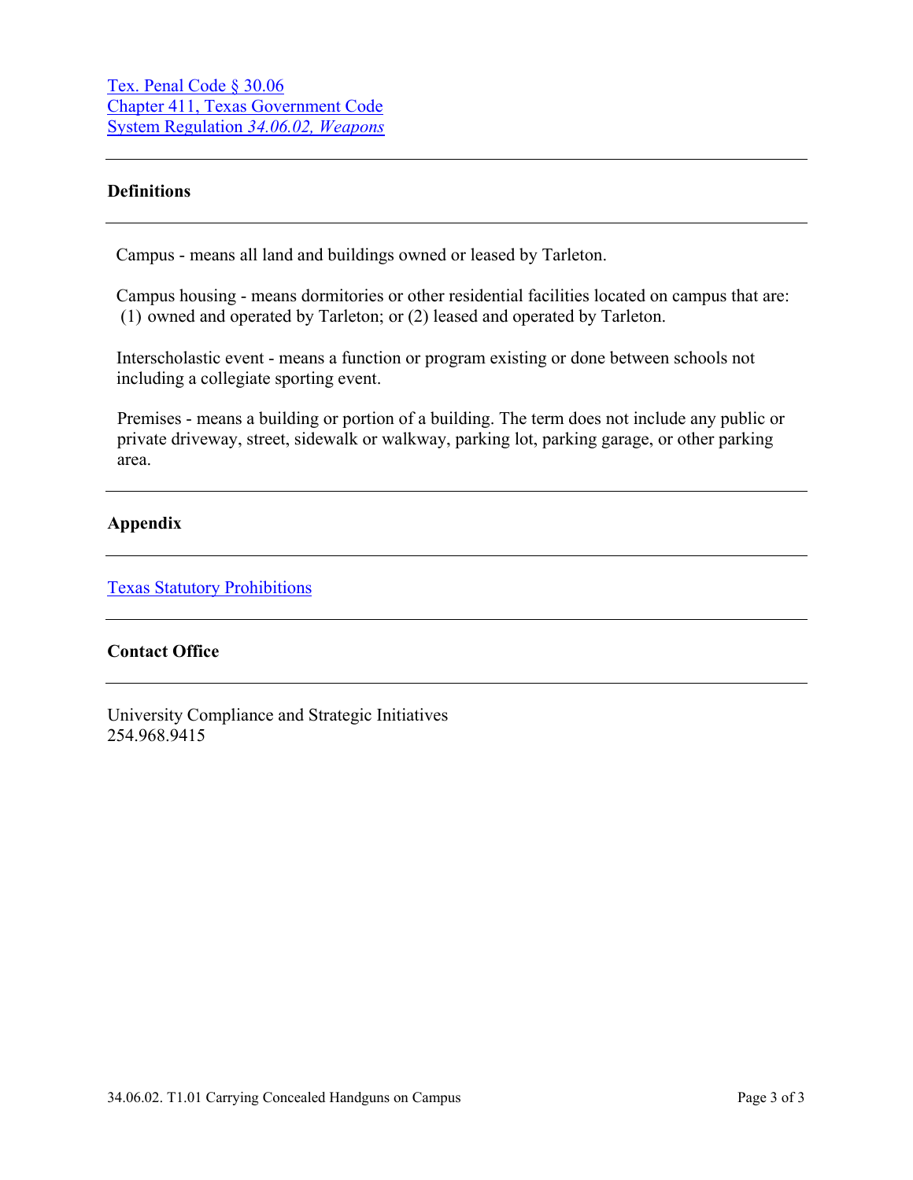[Tex. Penal Code § 30.06](#)
[Chapter 411, Texas Government Code](#)
[System Regulation *34.06.02, Weapons*](#)

---

## Definitions

---

Campus - means all land and buildings owned or leased by Tarleton.

Campus housing - means dormitories or other residential facilities located on campus that are: (1) owned and operated by Tarleton; or (2) leased and operated by Tarleton.

Interscholastic event - means a function or program existing or done between schools not including a collegiate sporting event.

Premises - means a building or portion of a building. The term does not include any public or private driveway, street, sidewalk or walkway, parking lot, parking garage, or other parking area.

---

## Appendix

---

[Texas Statutory Prohibitions](#)

---

## Contact Office

---

University Compliance and Strategic Initiatives
254.968.9415